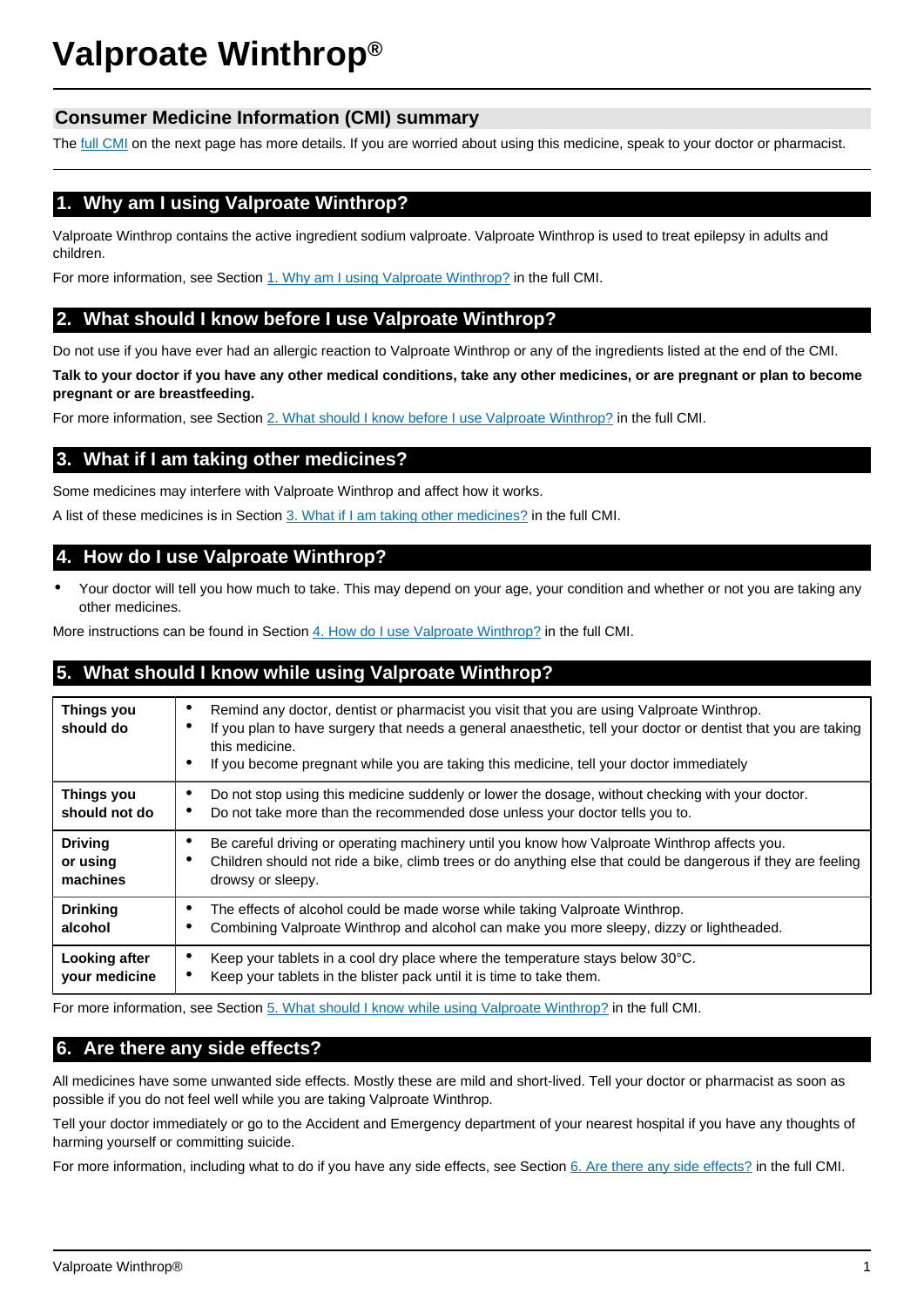# Valproate Winthrop®

## Consumer Medicine Information (CMI) summary

The full CMI on the next page has more details. If you are worried about using this medicine, speak to your doctor or pharmacist.

## 1. Why am I using Valproate Winthrop?

Valproate Winthrop contains the active ingredient sodium valproate. Valproate Winthrop is used to treat epilepsy in adults and children.

For more information, see Section 1. Why am I using Valproate Winthrop? in the full CMI.

## 2. What should I know before I use Valproate Winthrop?

Do not use if you have ever had an allergic reaction to Valproate Winthrop or any of the ingredients listed at the end of the CMI.

**Talk to your doctor if you have any other medical conditions, take any other medicines, or are pregnant or plan to become pregnant or are breastfeeding.**

For more information, see Section 2. What should I know before I use Valproate Winthrop? in the full CMI.

## 3. What if I am taking other medicines?

Some medicines may interfere with Valproate Winthrop and affect how it works.

A list of these medicines is in Section 3. What if I am taking other medicines? in the full CMI.

## 4. How do I use Valproate Winthrop?

- Your doctor will tell you how much to take. This may depend on your age, your condition and whether or not you are taking any other medicines.

More instructions can be found in Section 4. How do I use Valproate Winthrop? in the full CMI.

## 5. What should I know while using Valproate Winthrop?

| | |
|---|---|
| **Things you should do** | • Remind any doctor, dentist or pharmacist you visit that you are using Valproate Winthrop.<br>• If you plan to have surgery that needs a general anaesthetic, tell your doctor or dentist that you are taking this medicine.<br>• If you become pregnant while you are taking this medicine, tell your doctor immediately |
| **Things you should not do** | • Do not stop using this medicine suddenly or lower the dosage, without checking with your doctor.<br>• Do not take more than the recommended dose unless your doctor tells you to. |
| **Driving or using machines** | • Be careful driving or operating machinery until you know how Valproate Winthrop affects you.<br>• Children should not ride a bike, climb trees or do anything else that could be dangerous if they are feeling drowsy or sleepy. |
| **Drinking alcohol** | • The effects of alcohol could be made worse while taking Valproate Winthrop.<br>• Combining Valproate Winthrop and alcohol can make you more sleepy, dizzy or lightheaded. |
| **Looking after your medicine** | • Keep your tablets in a cool dry place where the temperature stays below 30°C.<br>• Keep your tablets in the blister pack until it is time to take them. |

For more information, see Section 5. What should I know while using Valproate Winthrop? in the full CMI.

## 6. Are there any side effects?

All medicines have some unwanted side effects. Mostly these are mild and short-lived. Tell your doctor or pharmacist as soon as possible if you do not feel well while you are taking Valproate Winthrop.

Tell your doctor immediately or go to the Accident and Emergency department of your nearest hospital if you have any thoughts of harming yourself or committing suicide.

For more information, including what to do if you have any side effects, see Section 6. Are there any side effects? in the full CMI.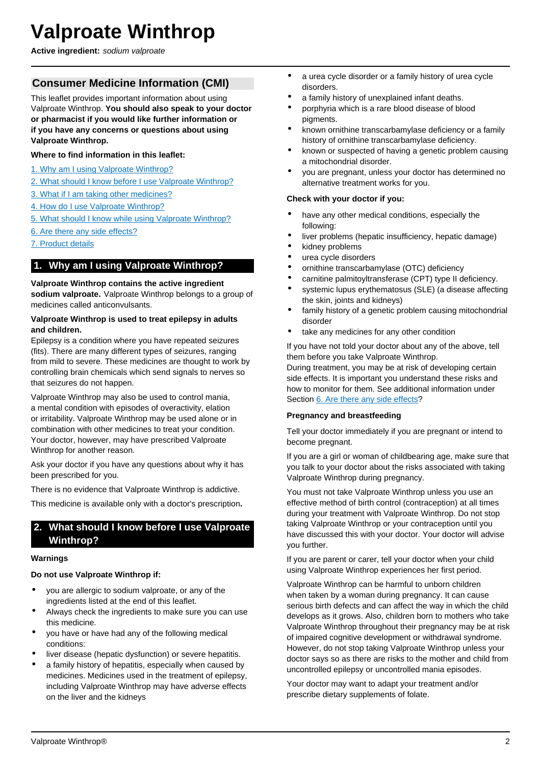# Valproate Winthrop

**Active ingredient:** *sodium valproate*

## Consumer Medicine Information (CMI)

This leaflet provides important information about using Valproate Winthrop. **You should also speak to your doctor or pharmacist if you would like further information or if you have any concerns or questions about using Valproate Winthrop.**

**Where to find information in this leaflet:**

1. Why am I using Valproate Winthrop?
2. What should I know before I use Valproate Winthrop?
3. What if I am taking other medicines?
4. How do I use Valproate Winthrop?
5. What should I know while using Valproate Winthrop?
6. Are there any side effects?
7. Product details

## 1. Why am I using Valproate Winthrop?

**Valproate Winthrop contains the active ingredient sodium valproate.** Valproate Winthrop belongs to a group of medicines called anticonvulsants.

**Valproate Winthrop is used to treat epilepsy in adults and children.**
Epilepsy is a condition where you have repeated seizures (fits). There are many different types of seizures, ranging from mild to severe. These medicines are thought to work by controlling brain chemicals which send signals to nerves so that seizures do not happen.

Valproate Winthrop may also be used to control mania, a mental condition with episodes of overactivity, elation or irritability. Valproate Winthrop may be used alone or in combination with other medicines to treat your condition. Your doctor, however, may have prescribed Valproate Winthrop for another reason.

Ask your doctor if you have any questions about why it has been prescribed for you.

There is no evidence that Valproate Winthrop is addictive.

This medicine is available only with a doctor's prescription**.**

## 2. What should I know before I use Valproate Winthrop?

**Warnings**

**Do not use Valproate Winthrop if:**

- you are allergic to sodium valproate, or any of the ingredients listed at the end of this leaflet.
- Always check the ingredients to make sure you can use this medicine.
- you have or have had any of the following medical conditions:
- liver disease (hepatic dysfunction) or severe hepatitis.
- a family history of hepatitis, especially when caused by medicines. Medicines used in the treatment of epilepsy, including Valproate Winthrop may have adverse effects on the liver and the kidneys
- a urea cycle disorder or a family history of urea cycle disorders.
- a family history of unexplained infant deaths.
- porphyria which is a rare blood disease of blood pigments.
- known ornithine transcarbamylase deficiency or a family history of ornithine transcarbamylase deficiency.
- known or suspected of having a genetic problem causing a mitochondrial disorder.
- you are pregnant, unless your doctor has determined no alternative treatment works for you.

**Check with your doctor if you:**

- have any other medical conditions, especially the following:
- liver problems (hepatic insufficiency, hepatic damage)
- kidney problems
- urea cycle disorders
- ornithine transcarbamylase (OTC) deficiency
- carnitine palmitoyltransferase (CPT) type II deficiency.
- systemic lupus erythematosus (SLE) (a disease affecting the skin, joints and kidneys)
- family history of a genetic problem causing mitochondrial disorder
- take any medicines for any other condition

If you have not told your doctor about any of the above, tell them before you take Valproate Winthrop.
During treatment, you may be at risk of developing certain side effects. It is important you understand these risks and how to monitor for them. See additional information under Section 6. Are there any side effects?

**Pregnancy and breastfeeding**

Tell your doctor immediately if you are pregnant or intend to become pregnant.

If you are a girl or woman of childbearing age, make sure that you talk to your doctor about the risks associated with taking Valproate Winthrop during pregnancy.

You must not take Valproate Winthrop unless you use an effective method of birth control (contraception) at all times during your treatment with Valproate Winthrop. Do not stop taking Valproate Winthrop or your contraception until you have discussed this with your doctor. Your doctor will advise you further.

If you are parent or carer, tell your doctor when your child using Valproate Winthrop experiences her first period.

Valproate Winthrop can be harmful to unborn children when taken by a woman during pregnancy. It can cause serious birth defects and can affect the way in which the child develops as it grows. Also, children born to mothers who take Valproate Winthrop throughout their pregnancy may be at risk of impaired cognitive development or withdrawal syndrome. However, do not stop taking Valproate Winthrop unless your doctor says so as there are risks to the mother and child from uncontrolled epilepsy or uncontrolled mania episodes.

Your doctor may want to adapt your treatment and/or prescribe dietary supplements of folate.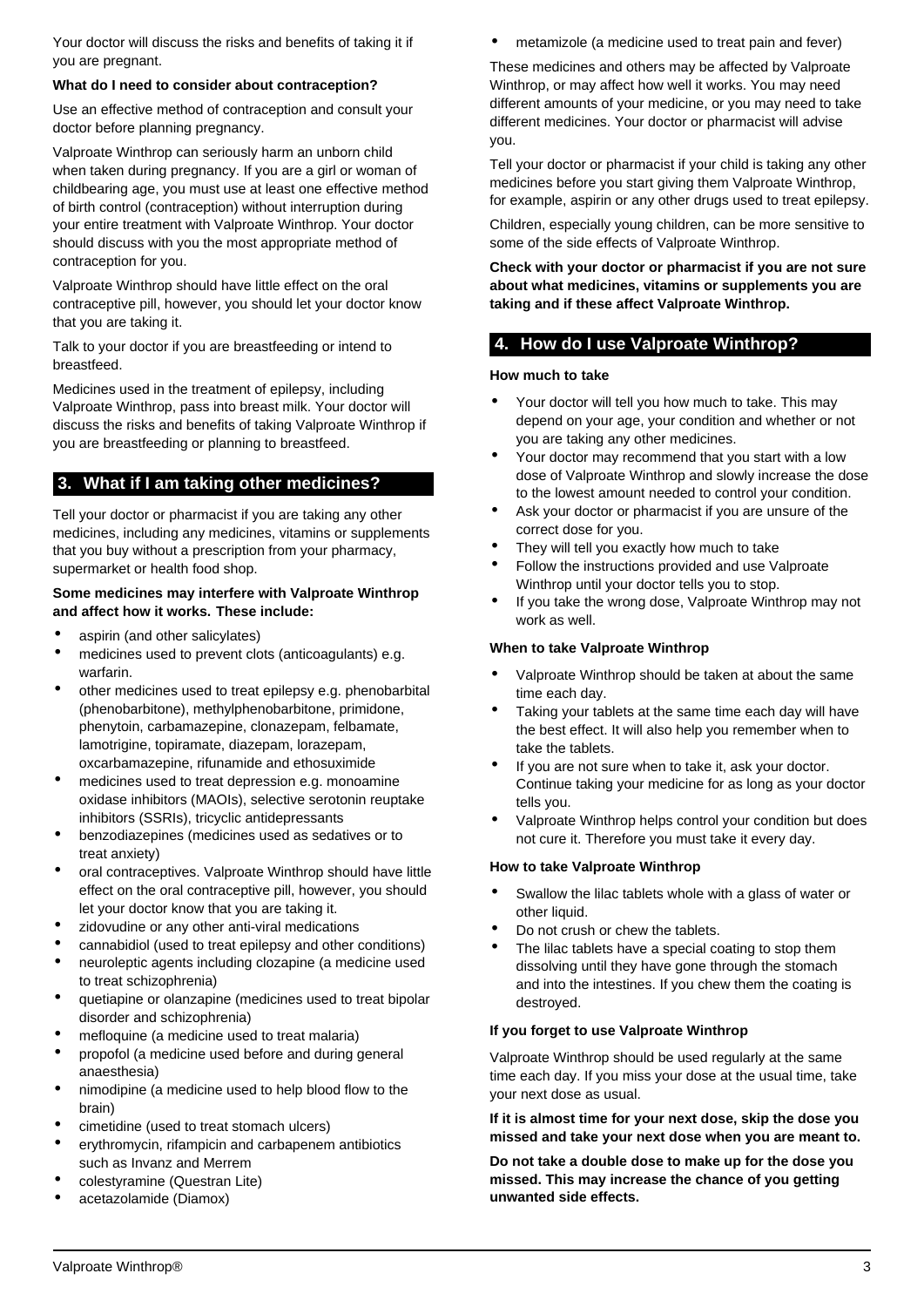Your doctor will discuss the risks and benefits of taking it if you are pregnant.

**What do I need to consider about contraception?**

Use an effective method of contraception and consult your doctor before planning pregnancy.

Valproate Winthrop can seriously harm an unborn child when taken during pregnancy. If you are a girl or woman of childbearing age, you must use at least one effective method of birth control (contraception) without interruption during your entire treatment with Valproate Winthrop. Your doctor should discuss with you the most appropriate method of contraception for you.

Valproate Winthrop should have little effect on the oral contraceptive pill, however, you should let your doctor know that you are taking it.

Talk to your doctor if you are breastfeeding or intend to breastfeed.

Medicines used in the treatment of epilepsy, including Valproate Winthrop, pass into breast milk. Your doctor will discuss the risks and benefits of taking Valproate Winthrop if you are breastfeeding or planning to breastfeed.

## 3. What if I am taking other medicines?

Tell your doctor or pharmacist if you are taking any other medicines, including any medicines, vitamins or supplements that you buy without a prescription from your pharmacy, supermarket or health food shop.

**Some medicines may interfere with Valproate Winthrop and affect how it works. These include:**

- aspirin (and other salicylates)
- medicines used to prevent clots (anticoagulants) e.g. warfarin.
- other medicines used to treat epilepsy e.g. phenobarbital (phenobarbitone), methylphenobarbitone, primidone, phenytoin, carbamazepine, clonazepam, felbamate, lamotrigine, topiramate, diazepam, lorazepam, oxcarbamazepine, rifunamide and ethosuximide
- medicines used to treat depression e.g. monoamine oxidase inhibitors (MAOIs), selective serotonin reuptake inhibitors (SSRIs), tricyclic antidepressants
- benzodiazepines (medicines used as sedatives or to treat anxiety)
- oral contraceptives. Valproate Winthrop should have little effect on the oral contraceptive pill, however, you should let your doctor know that you are taking it.
- zidovudine or any other anti-viral medications
- cannabidiol (used to treat epilepsy and other conditions)
- neuroleptic agents including clozapine (a medicine used to treat schizophrenia)
- quetiapine or olanzapine (medicines used to treat bipolar disorder and schizophrenia)
- mefloquine (a medicine used to treat malaria)
- propofol (a medicine used before and during general anaesthesia)
- nimodipine (a medicine used to help blood flow to the brain)
- cimetidine (used to treat stomach ulcers)
- erythromycin, rifampicin and carbapenem antibiotics such as Invanz and Merrem
- colestyramine (Questran Lite)
- acetazolamide (Diamox)
- metamizole (a medicine used to treat pain and fever)

These medicines and others may be affected by Valproate Winthrop, or may affect how well it works. You may need different amounts of your medicine, or you may need to take different medicines. Your doctor or pharmacist will advise you.

Tell your doctor or pharmacist if your child is taking any other medicines before you start giving them Valproate Winthrop, for example, aspirin or any other drugs used to treat epilepsy.

Children, especially young children, can be more sensitive to some of the side effects of Valproate Winthrop.

**Check with your doctor or pharmacist if you are not sure about what medicines, vitamins or supplements you are taking and if these affect Valproate Winthrop.**

## 4. How do I use Valproate Winthrop?

**How much to take**

- Your doctor will tell you how much to take. This may depend on your age, your condition and whether or not you are taking any other medicines.
- Your doctor may recommend that you start with a low dose of Valproate Winthrop and slowly increase the dose to the lowest amount needed to control your condition.
- Ask your doctor or pharmacist if you are unsure of the correct dose for you.
- They will tell you exactly how much to take
- Follow the instructions provided and use Valproate Winthrop until your doctor tells you to stop.
- If you take the wrong dose, Valproate Winthrop may not work as well.

**When to take Valproate Winthrop**

- Valproate Winthrop should be taken at about the same time each day.
- Taking your tablets at the same time each day will have the best effect. It will also help you remember when to take the tablets.
- If you are not sure when to take it, ask your doctor. Continue taking your medicine for as long as your doctor tells you.
- Valproate Winthrop helps control your condition but does not cure it. Therefore you must take it every day.

**How to take Valproate Winthrop**

- Swallow the lilac tablets whole with a glass of water or other liquid.
- Do not crush or chew the tablets.
- The lilac tablets have a special coating to stop them dissolving until they have gone through the stomach and into the intestines. If you chew them the coating is destroyed.

**If you forget to use Valproate Winthrop**

Valproate Winthrop should be used regularly at the same time each day. If you miss your dose at the usual time, take your next dose as usual.

**If it is almost time for your next dose, skip the dose you missed and take your next dose when you are meant to.**

**Do not take a double dose to make up for the dose you missed. This may increase the chance of you getting unwanted side effects.**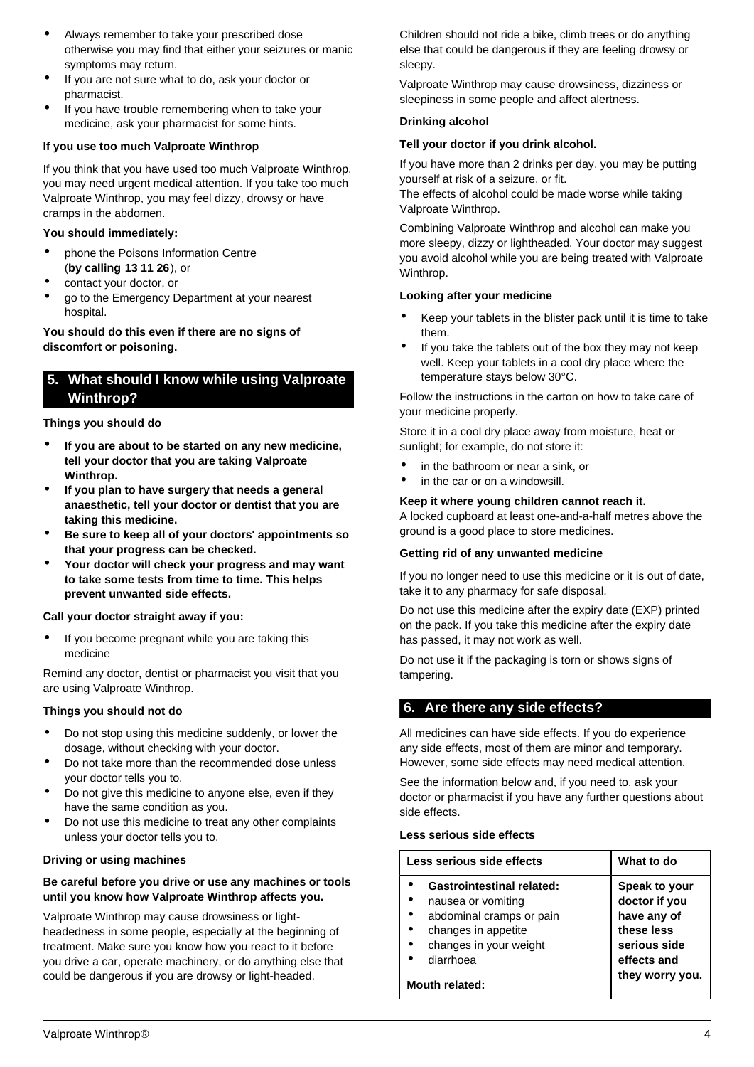- Always remember to take your prescribed dose otherwise you may find that either your seizures or manic symptoms may return.
- If you are not sure what to do, ask your doctor or pharmacist.
- If you have trouble remembering when to take your medicine, ask your pharmacist for some hints.

**If you use too much Valproate Winthrop**

If you think that you have used too much Valproate Winthrop, you may need urgent medical attention. If you take too much Valproate Winthrop, you may feel dizzy, drowsy or have cramps in the abdomen.

**You should immediately:**

- phone the Poisons Information Centre (**by calling 13 11 26**), or
- contact your doctor, or
- go to the Emergency Department at your nearest hospital.

**You should do this even if there are no signs of discomfort or poisoning.**

## 5. What should I know while using Valproate Winthrop?

**Things you should do**

- **If you are about to be started on any new medicine, tell your doctor that you are taking Valproate Winthrop.**
- **If you plan to have surgery that needs a general anaesthetic, tell your doctor or dentist that you are taking this medicine.**
- **Be sure to keep all of your doctors' appointments so that your progress can be checked.**
- **Your doctor will check your progress and may want to take some tests from time to time. This helps prevent unwanted side effects.**

**Call your doctor straight away if you:**

- If you become pregnant while you are taking this medicine

Remind any doctor, dentist or pharmacist you visit that you are using Valproate Winthrop.

**Things you should not do**

- Do not stop using this medicine suddenly, or lower the dosage, without checking with your doctor.
- Do not take more than the recommended dose unless your doctor tells you to.
- Do not give this medicine to anyone else, even if they have the same condition as you.
- Do not use this medicine to treat any other complaints unless your doctor tells you to.

**Driving or using machines**

**Be careful before you drive or use any machines or tools until you know how Valproate Winthrop affects you.**

Valproate Winthrop may cause drowsiness or light-headedness in some people, especially at the beginning of treatment. Make sure you know how you react to it before you drive a car, operate machinery, or do anything else that could be dangerous if you are drowsy or light-headed.

Children should not ride a bike, climb trees or do anything else that could be dangerous if they are feeling drowsy or sleepy.

Valproate Winthrop may cause drowsiness, dizziness or sleepiness in some people and affect alertness.

**Drinking alcohol**

**Tell your doctor if you drink alcohol.**

If you have more than 2 drinks per day, you may be putting yourself at risk of a seizure, or fit.
The effects of alcohol could be made worse while taking Valproate Winthrop.

Combining Valproate Winthrop and alcohol can make you more sleepy, dizzy or lightheaded. Your doctor may suggest you avoid alcohol while you are being treated with Valproate Winthrop.

**Looking after your medicine**

- Keep your tablets in the blister pack until it is time to take them.
- If you take the tablets out of the box they may not keep well. Keep your tablets in a cool dry place where the temperature stays below 30°C.

Follow the instructions in the carton on how to take care of your medicine properly.

Store it in a cool dry place away from moisture, heat or sunlight; for example, do not store it:

- in the bathroom or near a sink, or
- in the car or on a windowsill.

**Keep it where young children cannot reach it.**
A locked cupboard at least one-and-a-half metres above the ground is a good place to store medicines.

**Getting rid of any unwanted medicine**

If you no longer need to use this medicine or it is out of date, take it to any pharmacy for safe disposal.

Do not use this medicine after the expiry date (EXP) printed on the pack. If you take this medicine after the expiry date has passed, it may not work as well.

Do not use it if the packaging is torn or shows signs of tampering.

## 6. Are there any side effects?

All medicines can have side effects. If you do experience any side effects, most of them are minor and temporary. However, some side effects may need medical attention.

See the information below and, if you need to, ask your doctor or pharmacist if you have any further questions about side effects.

**Less serious side effects**

| Less serious side effects | What to do |
|---|---|
| **Gastrointestinal related:**<br>• nausea or vomiting<br>• abdominal cramps or pain<br>• changes in appetite<br>• changes in your weight<br>• diarrhoea<br><br>**Mouth related:** | **Speak to your doctor if you have any of these less serious side effects and they worry you.** |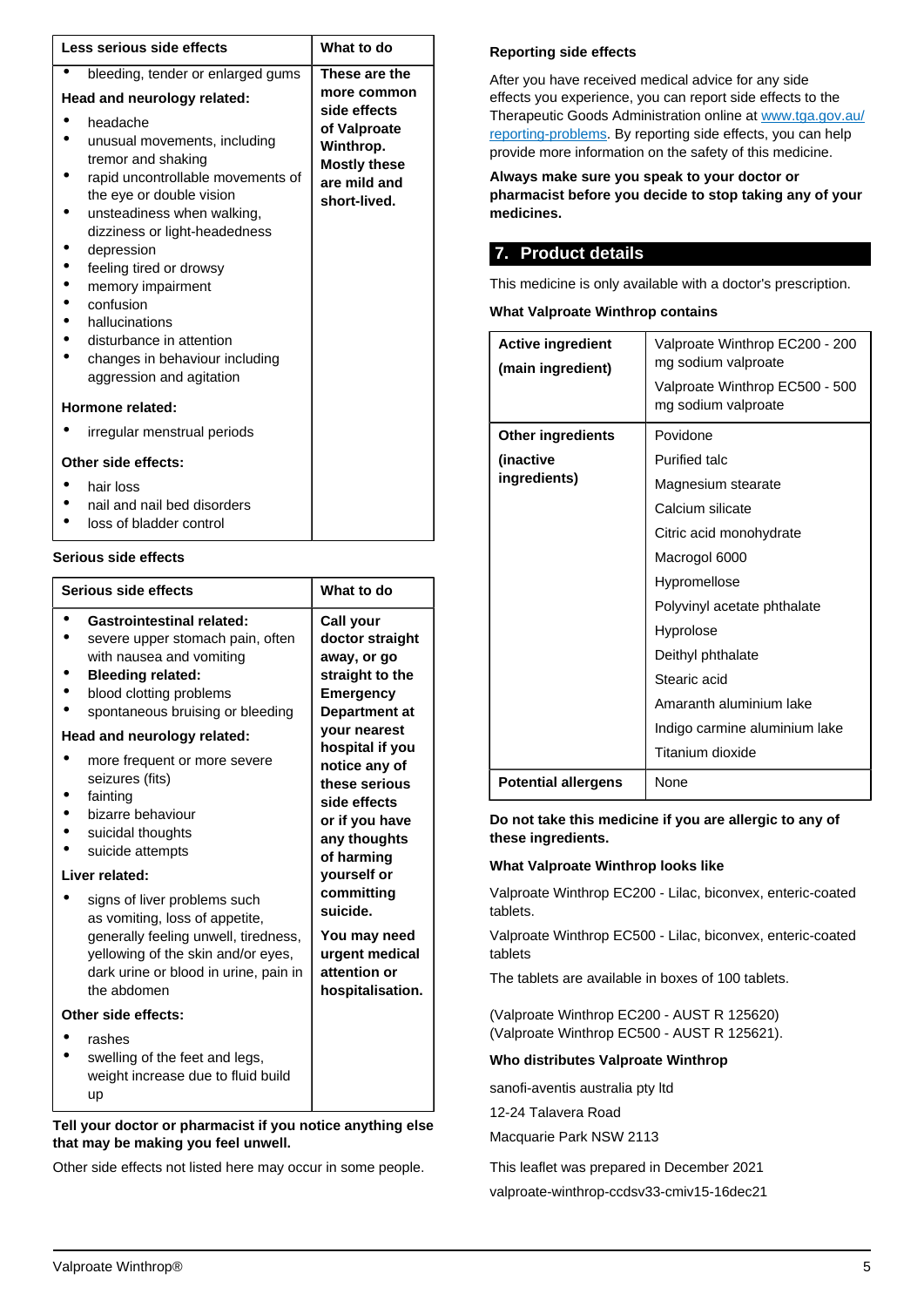| Less serious side effects | What to do |
| --- | --- |
| • bleeding, tender or enlarged gums<br>**Head and neurology related:**<br>• headache<br>• unusual movements, including tremor and shaking<br>• rapid uncontrollable movements of the eye or double vision<br>• unsteadiness when walking, dizziness or light-headedness<br>• depression<br>• feeling tired or drowsy<br>• memory impairment<br>• confusion<br>• hallucinations<br>• disturbance in attention<br>• changes in behaviour including aggression and agitation<br>**Hormone related:**<br>• irregular menstrual periods<br>**Other side effects:**<br>• hair loss<br>• nail and nail bed disorders<br>• loss of bladder control | **These are the more common side effects of Valproate Winthrop. Mostly these are mild and short-lived.** |

**Serious side effects**

| Serious side effects | What to do |
| --- | --- |
| • **Gastrointestinal related:**<br>• severe upper stomach pain, often with nausea and vomiting<br>• **Bleeding related:**<br>• blood clotting problems<br>• spontaneous bruising or bleeding<br>**Head and neurology related:**<br>• more frequent or more severe seizures (fits)<br>• fainting<br>• bizarre behaviour<br>• suicidal thoughts<br>• suicide attempts<br>**Liver related:**<br>• signs of liver problems such as vomiting, loss of appetite, generally feeling unwell, tiredness, yellowing of the skin and/or eyes, dark urine or blood in urine, pain in the abdomen<br>**Other side effects:**<br>• rashes<br>• swelling of the feet and legs, weight increase due to fluid build up | **Call your doctor straight away, or go straight to the Emergency Department at your nearest hospital if you notice any of these serious side effects or if you have any thoughts of harming yourself or committing suicide.**<br>**You may need urgent medical attention or hospitalisation.** |

**Tell your doctor or pharmacist if you notice anything else that may be making you feel unwell.**

Other side effects not listed here may occur in some people.

### Reporting side effects

After you have received medical advice for any side effects you experience, you can report side effects to the Therapeutic Goods Administration online at www.tga.gov.au/reporting-problems. By reporting side effects, you can help provide more information on the safety of this medicine.

**Always make sure you speak to your doctor or pharmacist before you decide to stop taking any of your medicines.**

## 7. Product details

This medicine is only available with a doctor's prescription.

### What Valproate Winthrop contains

| | |
| --- | --- |
| **Active ingredient (main ingredient)** | Valproate Winthrop EC200 - 200 mg sodium valproate<br>Valproate Winthrop EC500 - 500 mg sodium valproate |
| **Other ingredients (inactive ingredients)** | Povidone<br>Purified talc<br>Magnesium stearate<br>Calcium silicate<br>Citric acid monohydrate<br>Macrogol 6000<br>Hypromellose<br>Polyvinyl acetate phthalate<br>Hyprolose<br>Deithyl phthalate<br>Stearic acid<br>Amaranth aluminium lake<br>Indigo carmine aluminium lake<br>Titanium dioxide |
| **Potential allergens** | None |

**Do not take this medicine if you are allergic to any of these ingredients.**

### What Valproate Winthrop looks like

Valproate Winthrop EC200 - Lilac, biconvex, enteric-coated tablets.

Valproate Winthrop EC500 - Lilac, biconvex, enteric-coated tablets

The tablets are available in boxes of 100 tablets.

(Valproate Winthrop EC200 - AUST R 125620)
(Valproate Winthrop EC500 - AUST R 125621).

### Who distributes Valproate Winthrop

sanofi-aventis australia pty ltd

12-24 Talavera Road

Macquarie Park NSW 2113

This leaflet was prepared in December 2021

valproate-winthrop-ccdsv33-cmiv15-16dec21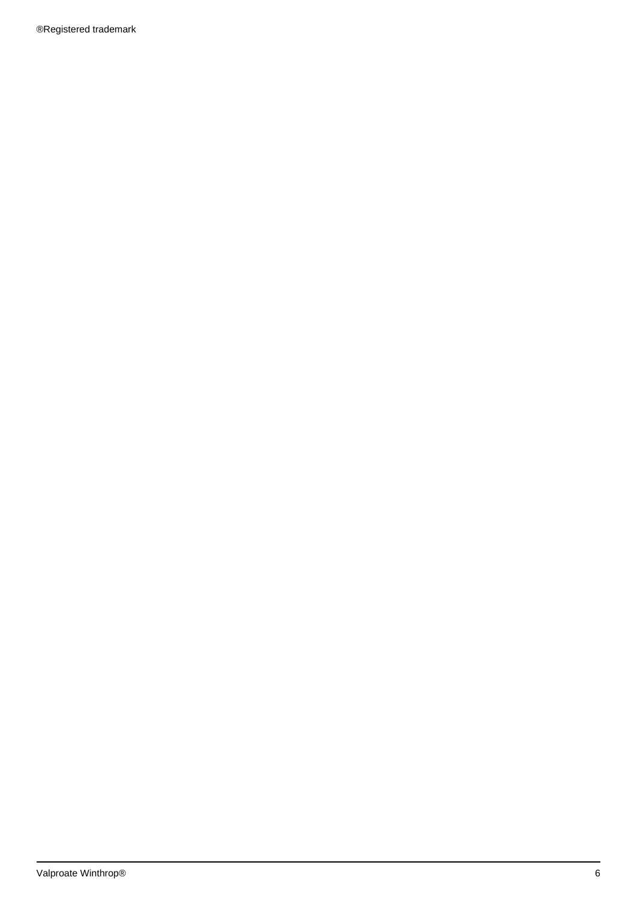®Registered trademark